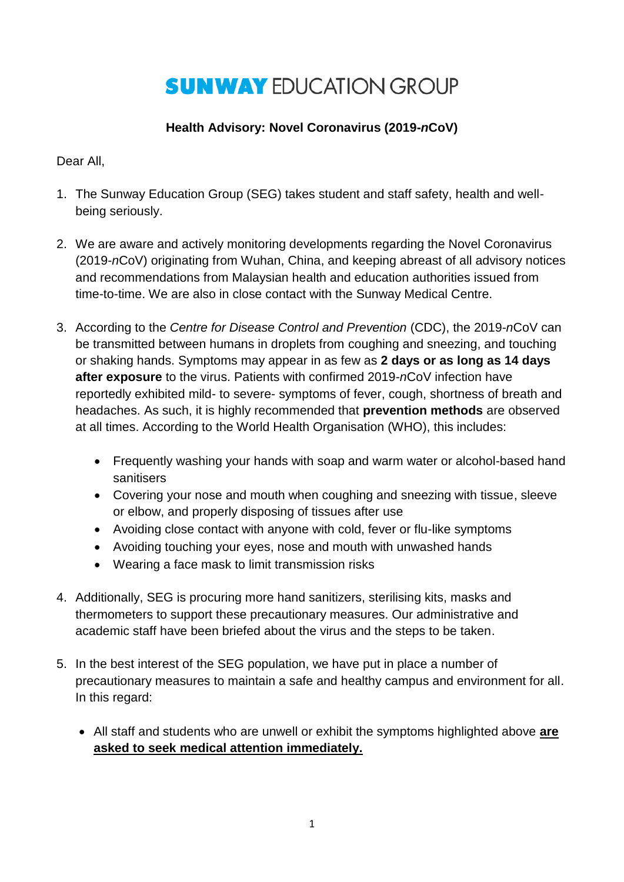# SUNWAY EDUCATION GROUP

**Health Advisory: Novel Coronavirus (2019-*n*CoV)**

Dear All,

1. The Sunway Education Group (SEG) takes student and staff safety, health and well-being seriously.

2. We are aware and actively monitoring developments regarding the Novel Coronavirus (2019-*n*CoV) originating from Wuhan, China, and keeping abreast of all advisory notices and recommendations from Malaysian health and education authorities issued from time-to-time. We are also in close contact with the Sunway Medical Centre.

3. According to the *Centre for Disease Control and Prevention* (CDC), the 2019-*n*CoV can be transmitted between humans in droplets from coughing and sneezing, and touching or shaking hands. Symptoms may appear in as few as **2 days or as long as 14 days after exposure** to the virus. Patients with confirmed 2019-*n*CoV infection have reportedly exhibited mild- to severe- symptoms of fever, cough, shortness of breath and headaches. As such, it is highly recommended that **prevention methods** are observed at all times. According to the World Health Organisation (WHO), this includes:

    - Frequently washing your hands with soap and warm water or alcohol-based hand sanitisers
    - Covering your nose and mouth when coughing and sneezing with tissue, sleeve or elbow, and properly disposing of tissues after use
    - Avoiding close contact with anyone with cold, fever or flu-like symptoms
    - Avoiding touching your eyes, nose and mouth with unwashed hands
    - Wearing a face mask to limit transmission risks

4. Additionally, SEG is procuring more hand sanitizers, sterilising kits, masks and thermometers to support these precautionary measures. Our administrative and academic staff have been briefed about the virus and the steps to be taken.

5. In the best interest of the SEG population, we have put in place a number of precautionary measures to maintain a safe and healthy campus and environment for all. In this regard:

    - All staff and students who are unwell or exhibit the symptoms highlighted above **are asked to seek medical attention immediately.**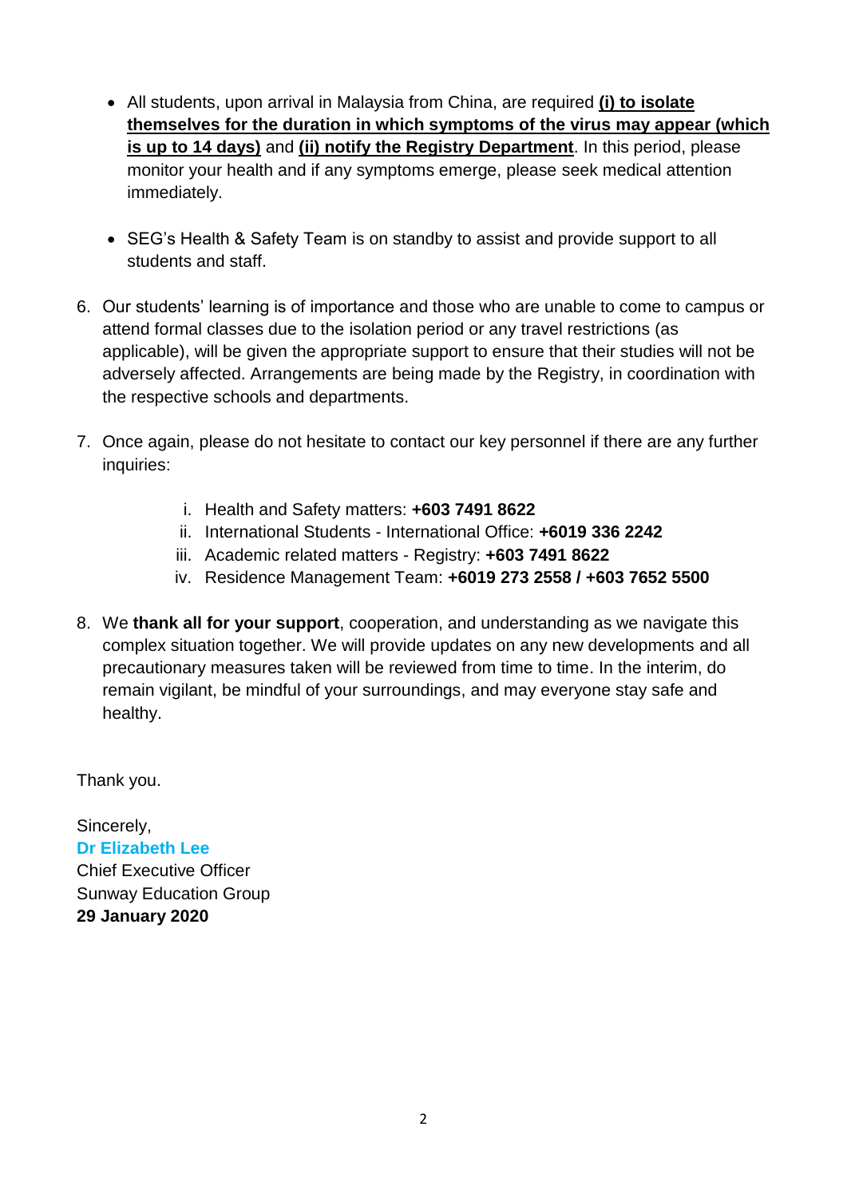- All students, upon arrival in Malaysia from China, are required **(i) to isolate themselves for the duration in which symptoms of the virus may appear (which is up to 14 days)** and **(ii) notify the Registry Department**. In this period, please monitor your health and if any symptoms emerge, please seek medical attention immediately.

- SEG's Health & Safety Team is on standby to assist and provide support to all students and staff.

6. Our students' learning is of importance and those who are unable to come to campus or attend formal classes due to the isolation period or any travel restrictions (as applicable), will be given the appropriate support to ensure that their studies will not be adversely affected. Arrangements are being made by the Registry, in coordination with the respective schools and departments.

7. Once again, please do not hesitate to contact our key personnel if there are any further inquiries:

   i. Health and Safety matters: **+603 7491 8622**
   ii. International Students - International Office: **+6019 336 2242**
   iii. Academic related matters - Registry: **+603 7491 8622**
   iv. Residence Management Team: **+6019 273 2558 / +603 7652 5500**

8. We **thank all for your support**, cooperation, and understanding as we navigate this complex situation together. We will provide updates on any new developments and all precautionary measures taken will be reviewed from time to time. In the interim, do remain vigilant, be mindful of your surroundings, and may everyone stay safe and healthy.

Thank you.

Sincerely,
**Dr Elizabeth Lee**
Chief Executive Officer
Sunway Education Group
**29 January 2020**